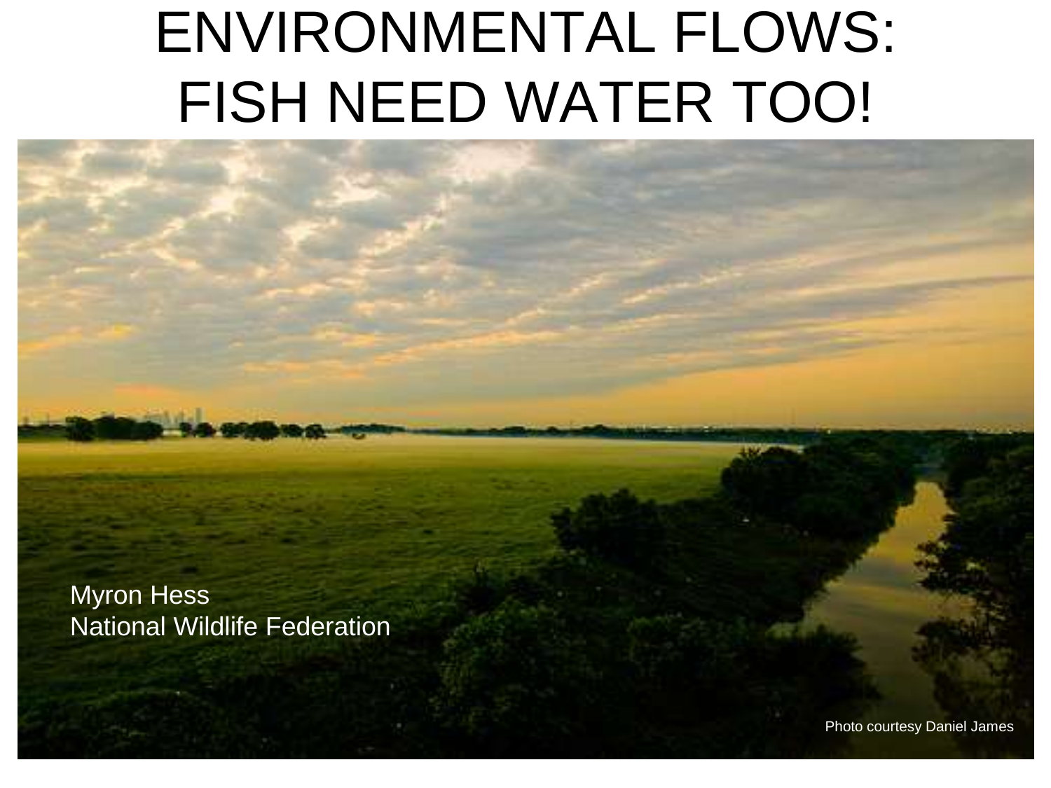# ENVIRONMENTAL FLOWS: FISH NEED WATER TOO!

Myron Hess
National Wildlife Federation

Photo courtesy Daniel James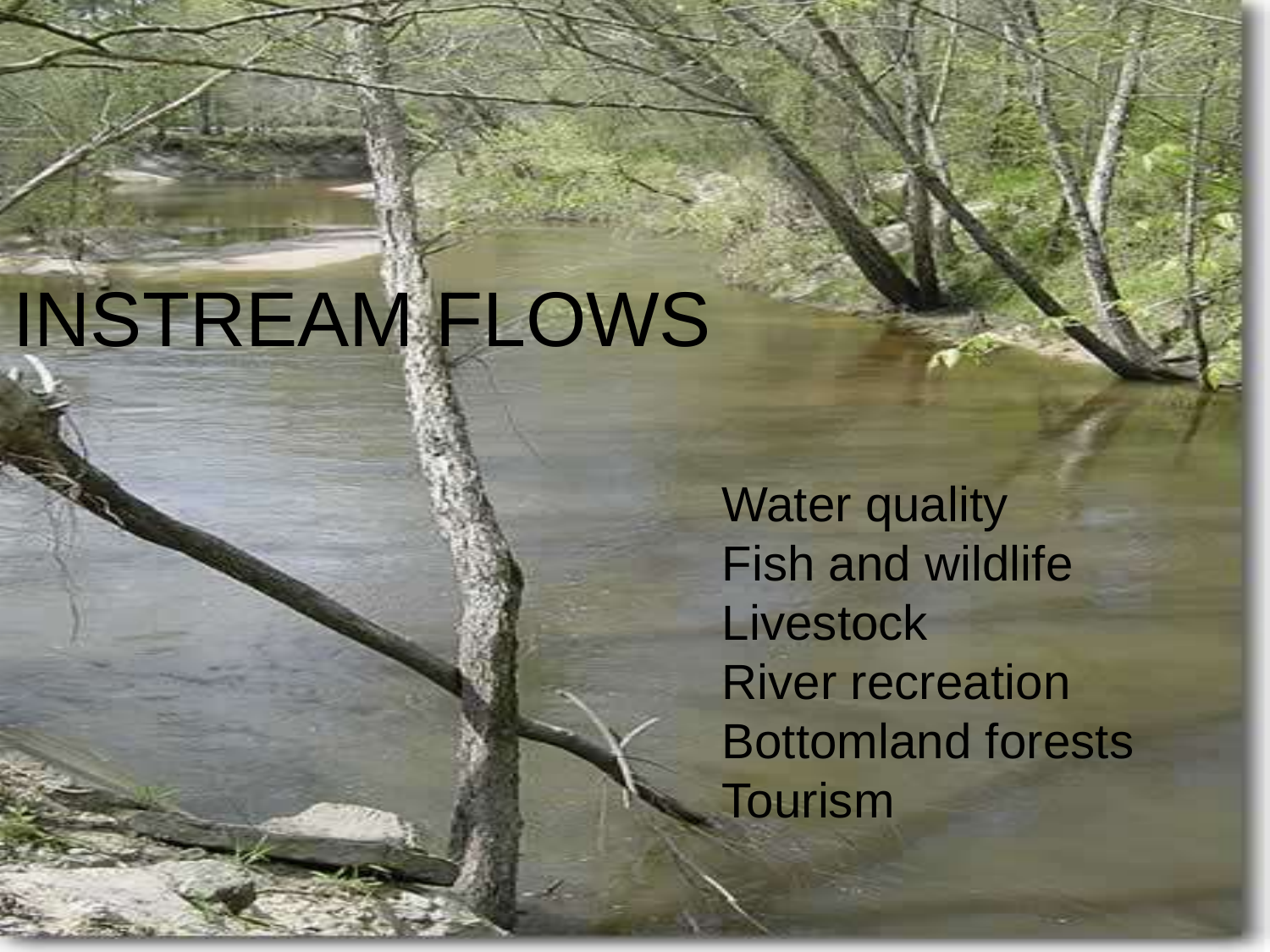# INSTREAM FLOWS

- Water quality
- Fish and wildlife
- Livestock
- River recreation
- Bottomland forests
- Tourism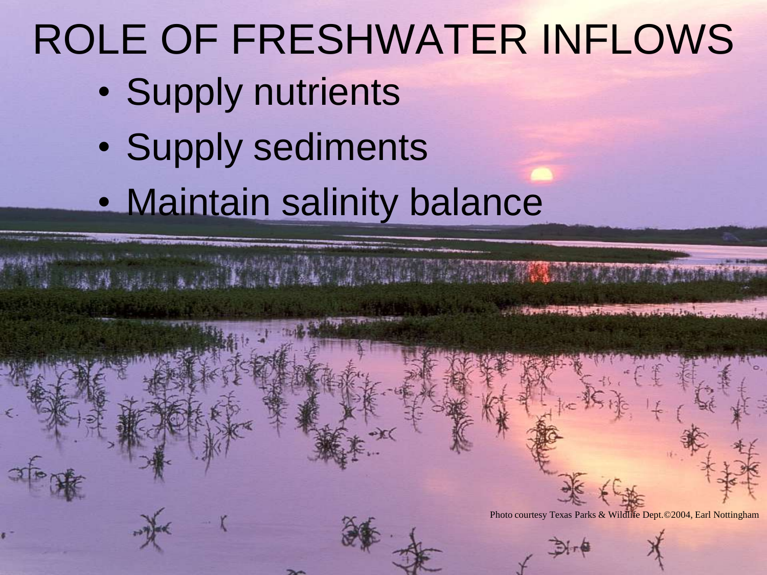# ROLE OF FRESHWATER INFLOWS

- Supply nutrients
- Supply sediments
- Maintain salinity balance

Photo courtesy Texas Parks & Wildlife Dept.©2004, Earl Nottingham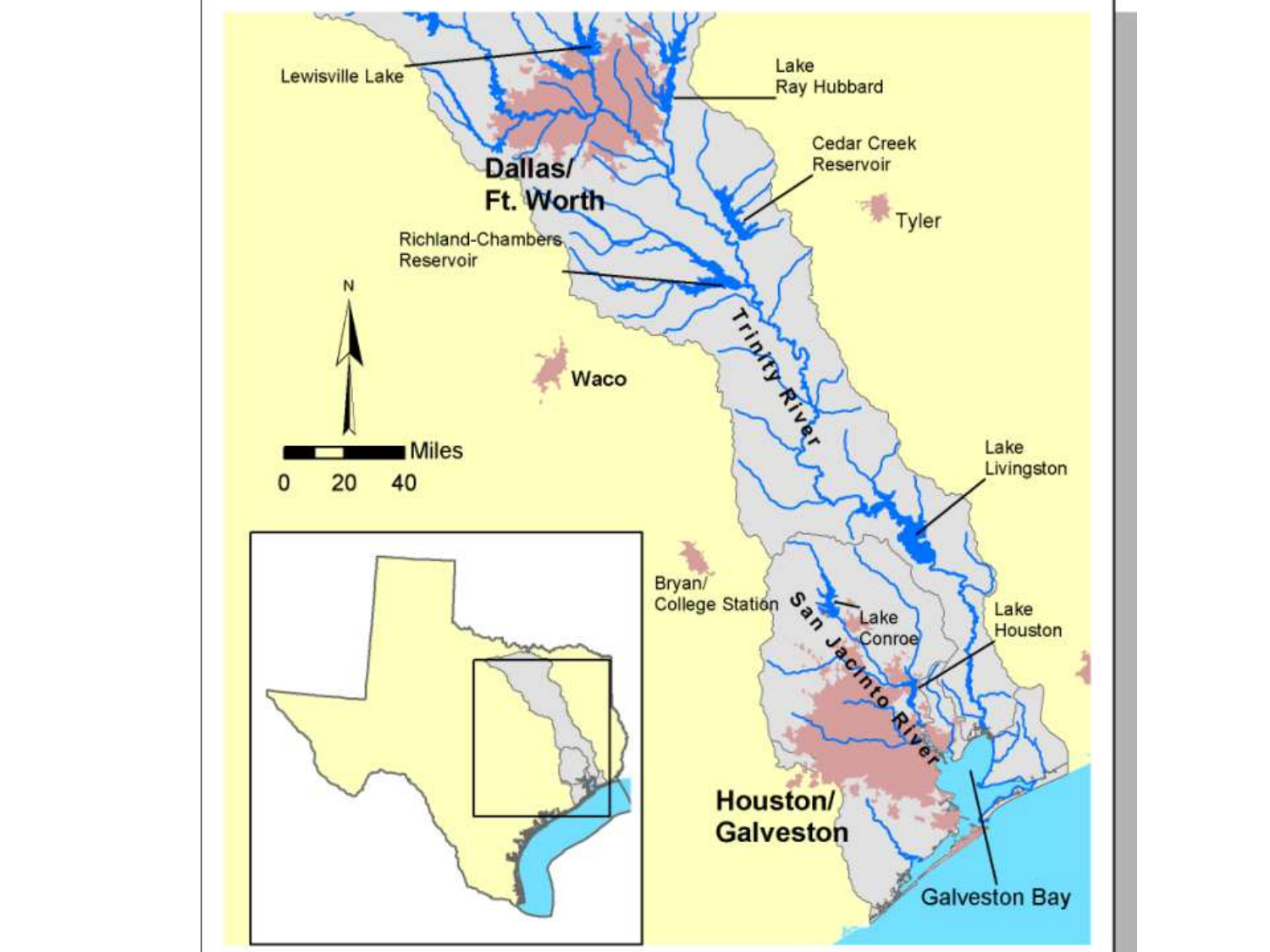Lewisville Lake

Lake Ray Hubbard

Dallas/ Ft. Worth

Cedar Creek Reservoir

Tyler

Richland-Chambers Reservoir

Trinity River

Waco

N

Miles

0 20 40

Lake Livingston

Bryan/ College Station

San Jacinto River

Lake Conroe

Lake Houston

Houston/ Galveston

Galveston Bay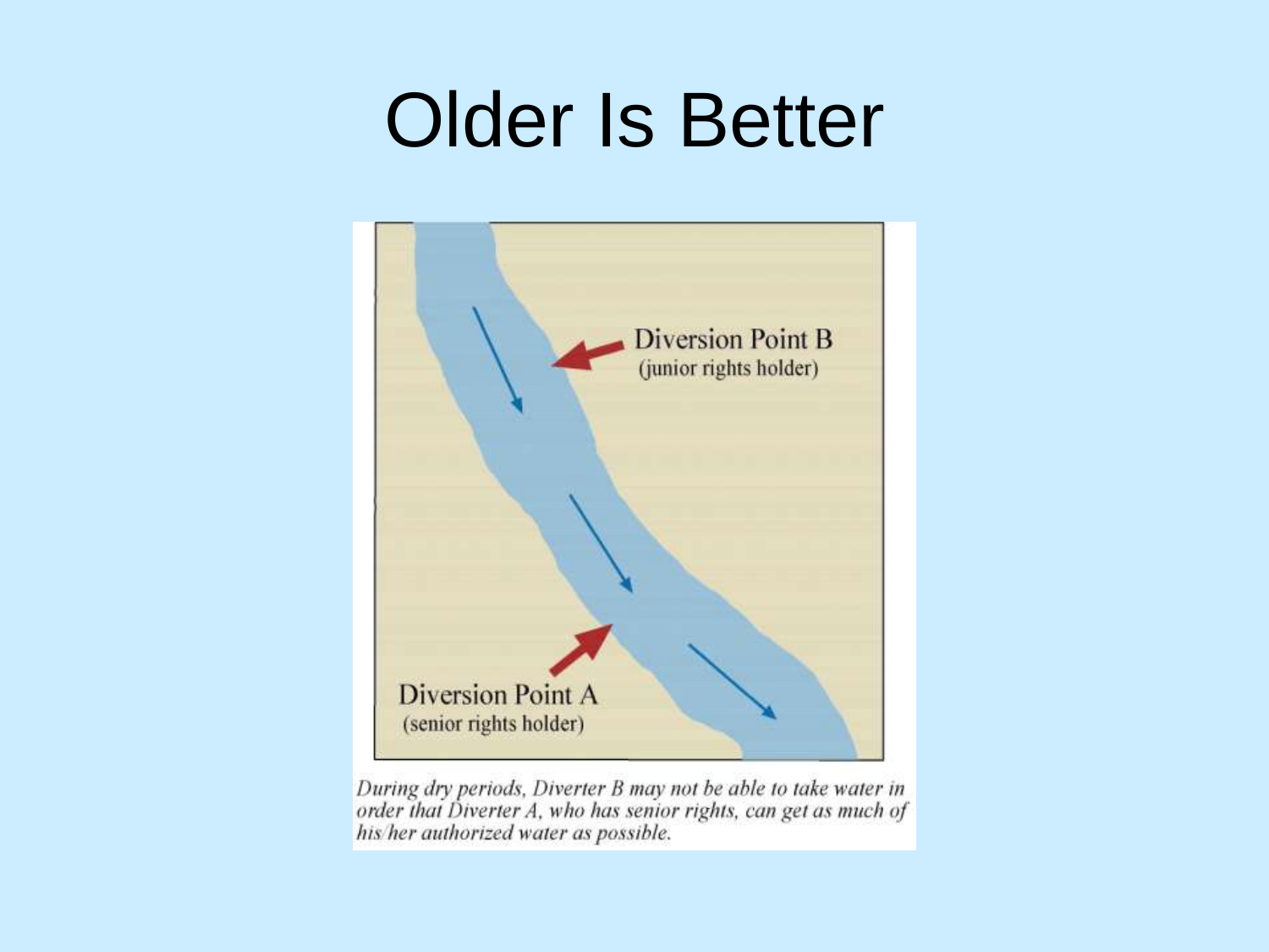# Older Is Better

Diversion Point B
(junior rights holder)

Diversion Point A
(senior rights holder)

*During dry periods, Diverter B may not be able to take water in order that Diverter A, who has senior rights, can get as much of his/her authorized water as possible.*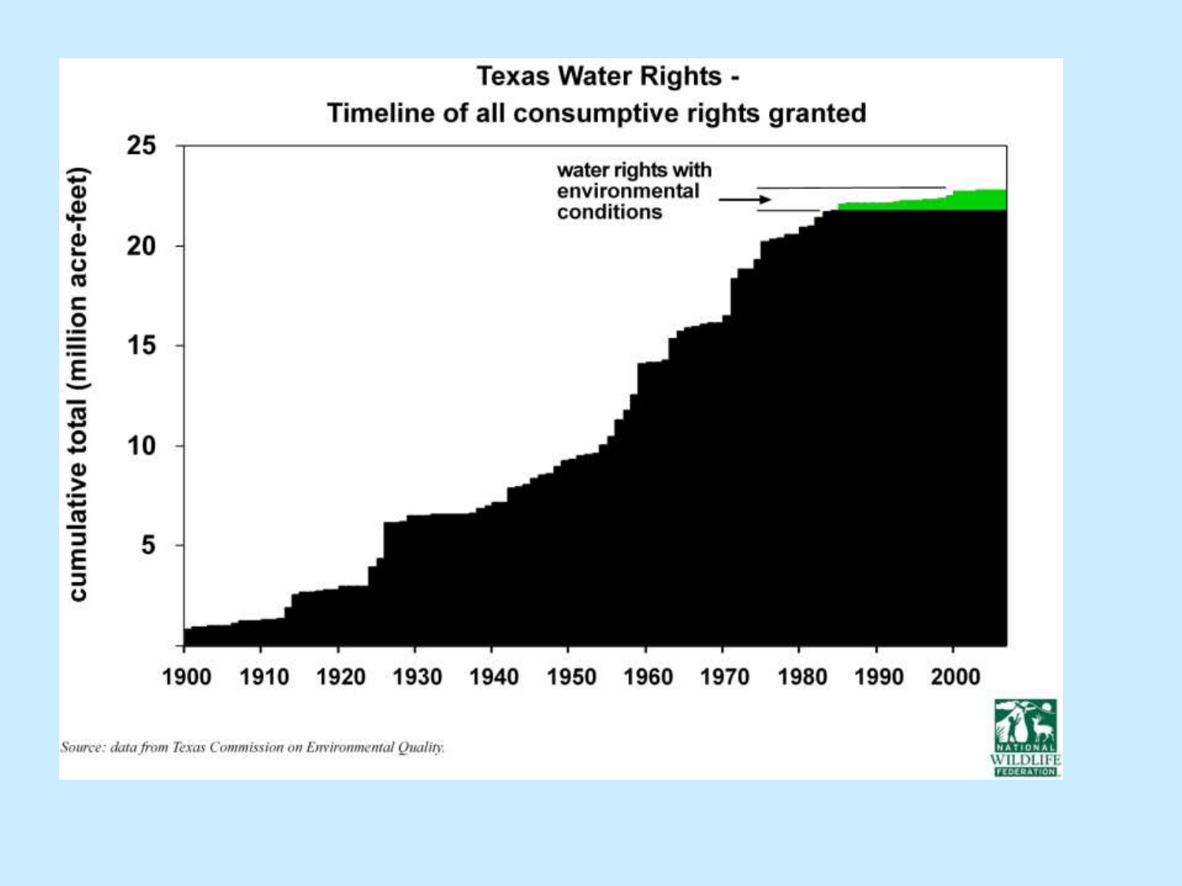# Texas Water Rights - Timeline of all consumptive rights granted

water rights with environmental conditions

cumulative total (million acre-feet)

25
20
15
10
5

1900 1910 1920 1930 1940 1950 1960 1970 1980 1990 2000

*Source: data from Texas Commission on Environmental Quality.*

NATIONAL WILDLIFE FEDERATION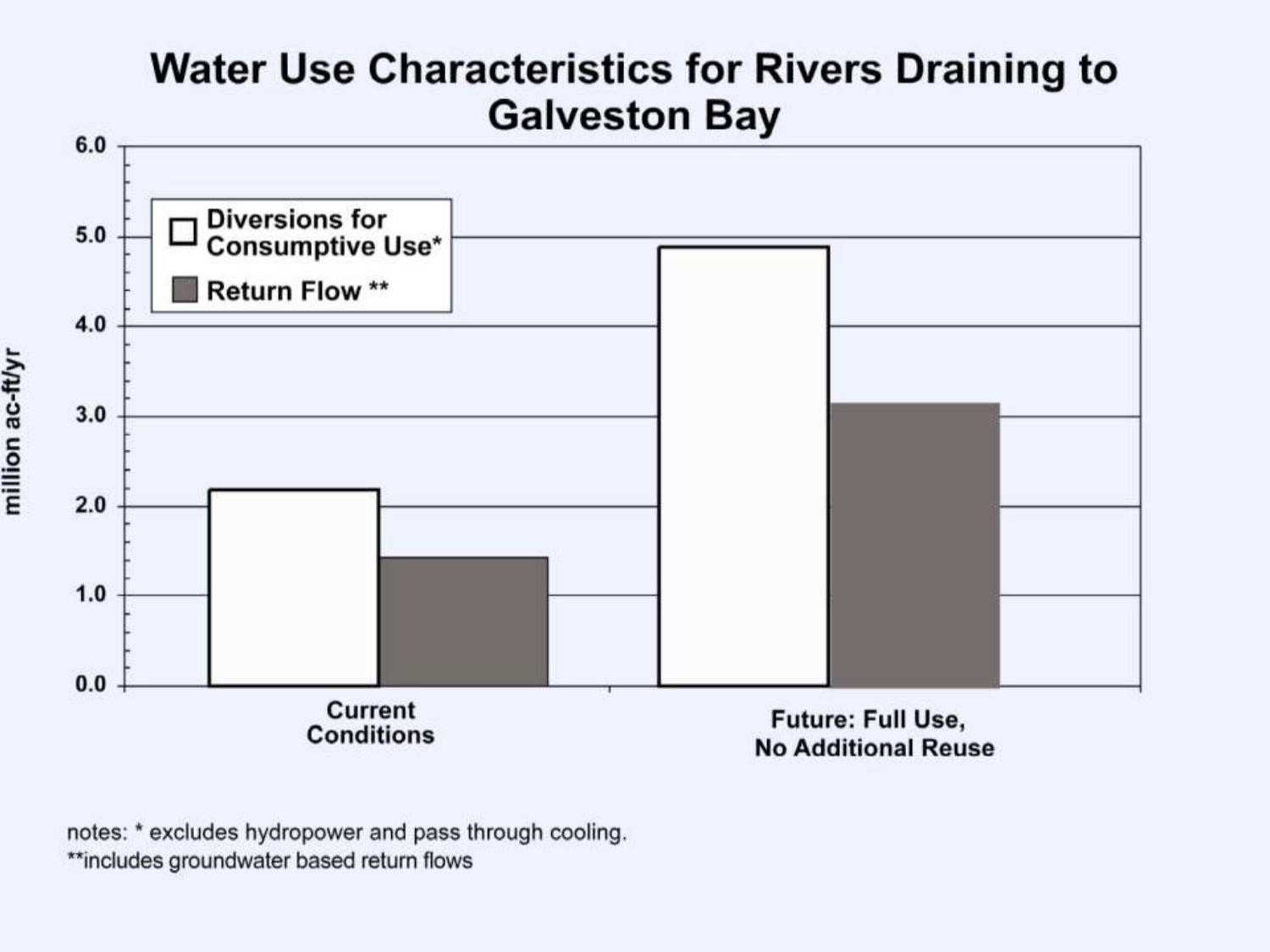# Water Use Characteristics for Rivers Draining to Galveston Bay

| | Diversions for Consumptive Use* (million ac-ft/yr) | Return Flow ** (million ac-ft/yr) |
|---|---|---|
| Current Conditions | 2.2 | 1.4 |
| Future: Full Use, No Additional Reuse | 4.9 | 3.2 |

notes: * excludes hydropower and pass through cooling.
**includes groundwater based return flows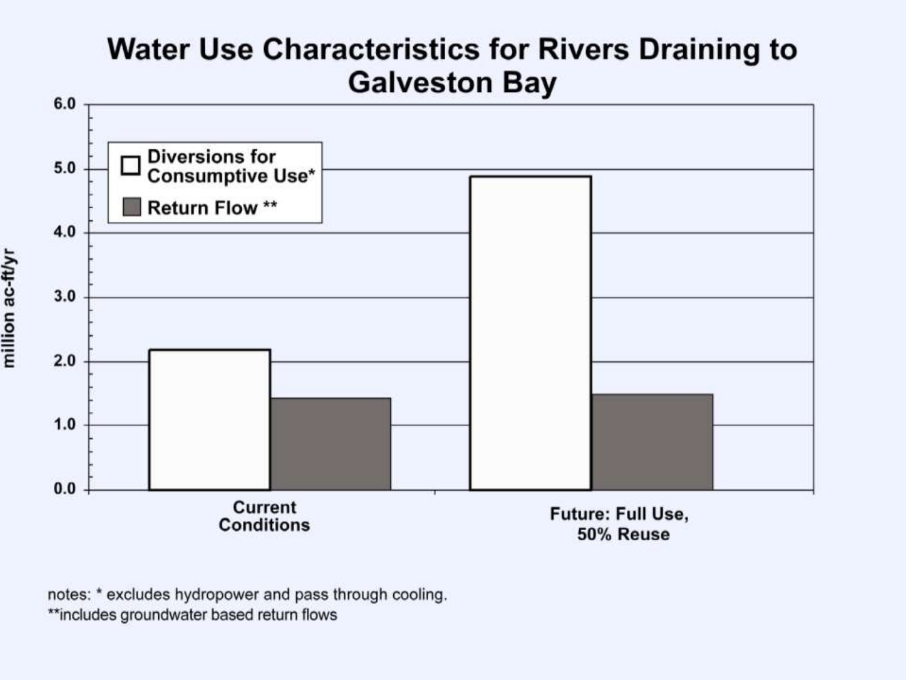# Water Use Characteristics for Rivers Draining to Galveston Bay

| | Diversions for Consumptive Use* (million ac-ft/yr) | Return Flow ** (million ac-ft/yr) |
|---|---|---|
| Current Conditions | 2.2 | 1.4 |
| Future: Full Use, 50% Reuse | 4.9 | 1.5 |

notes: * excludes hydropower and pass through cooling.
**includes groundwater based return flows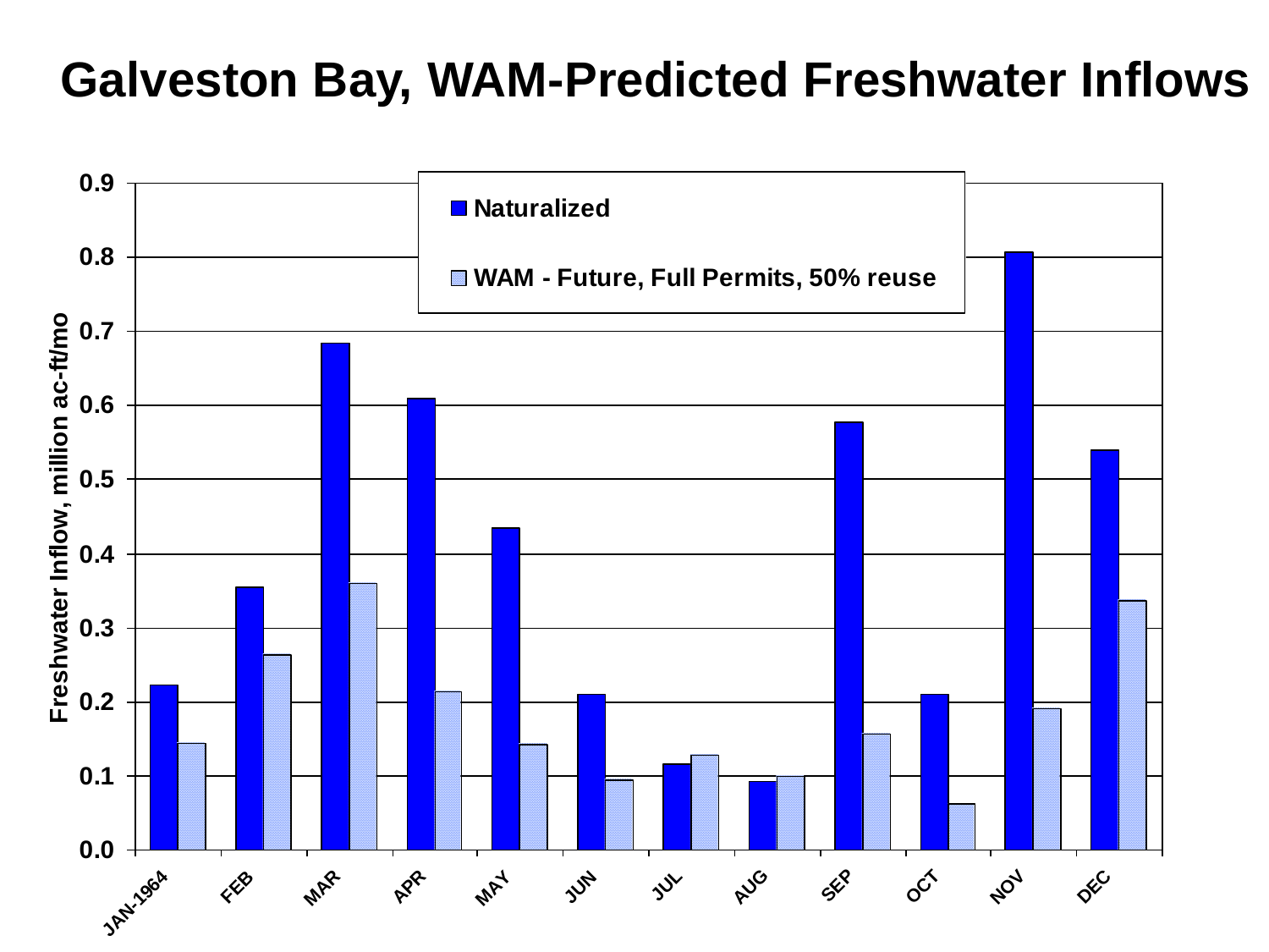# Galveston Bay, WAM-Predicted Freshwater Inflows

Freshwater Inflow, million ac-ft/mo

0.9
0.8
0.7
0.6
0.5
0.4
0.3
0.2
0.1
0.0

Naturalized

WAM - Future, Full Permits, 50% reuse

JAN-1964 FEB MAR APR MAY JUN JUL AUG SEP OCT NOV DEC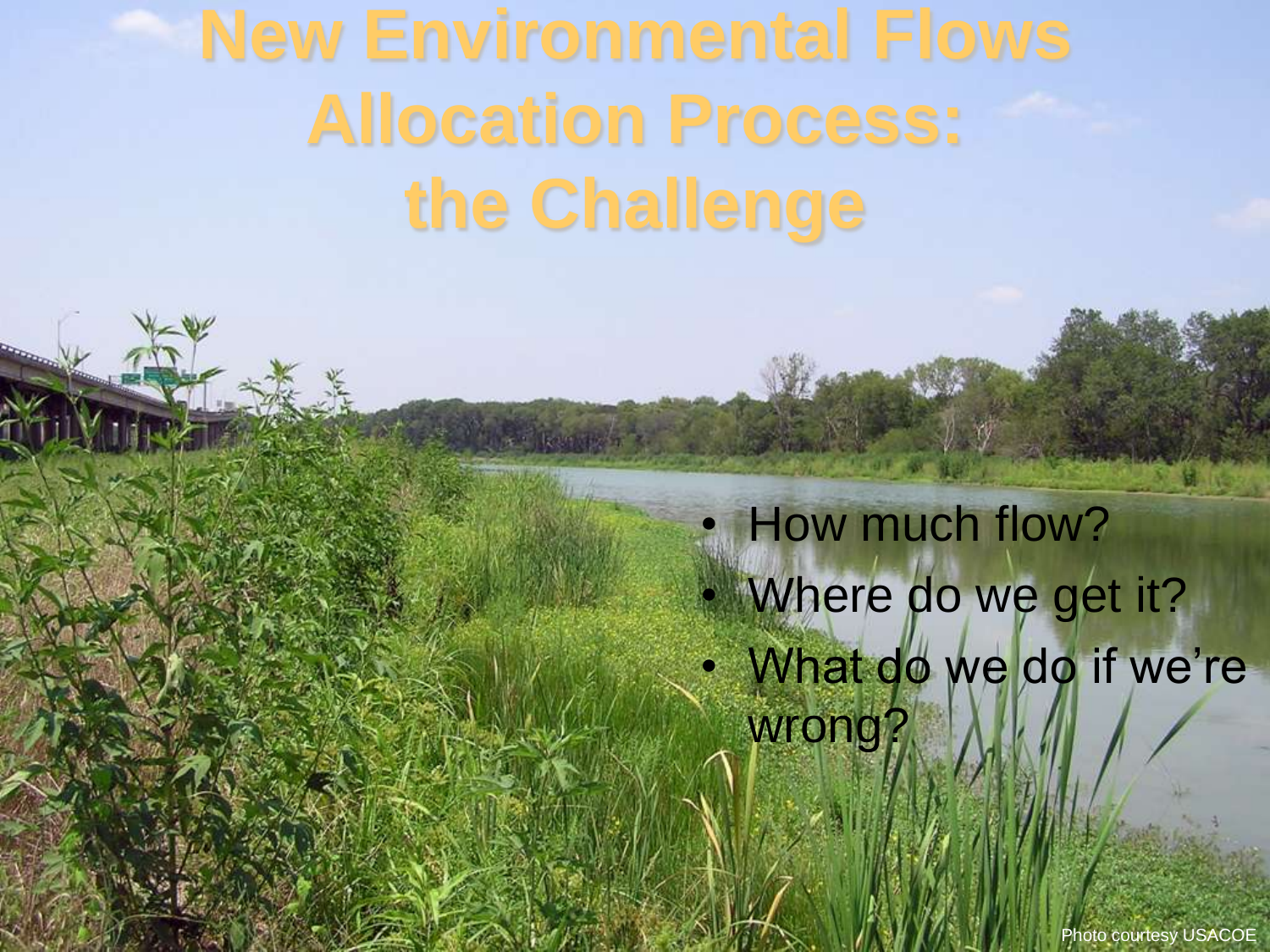# New Environmental Flows Allocation Process: the Challenge

- How much flow?
- Where do we get it?
- What do we do if we're wrong?

Photo courtesy USACOE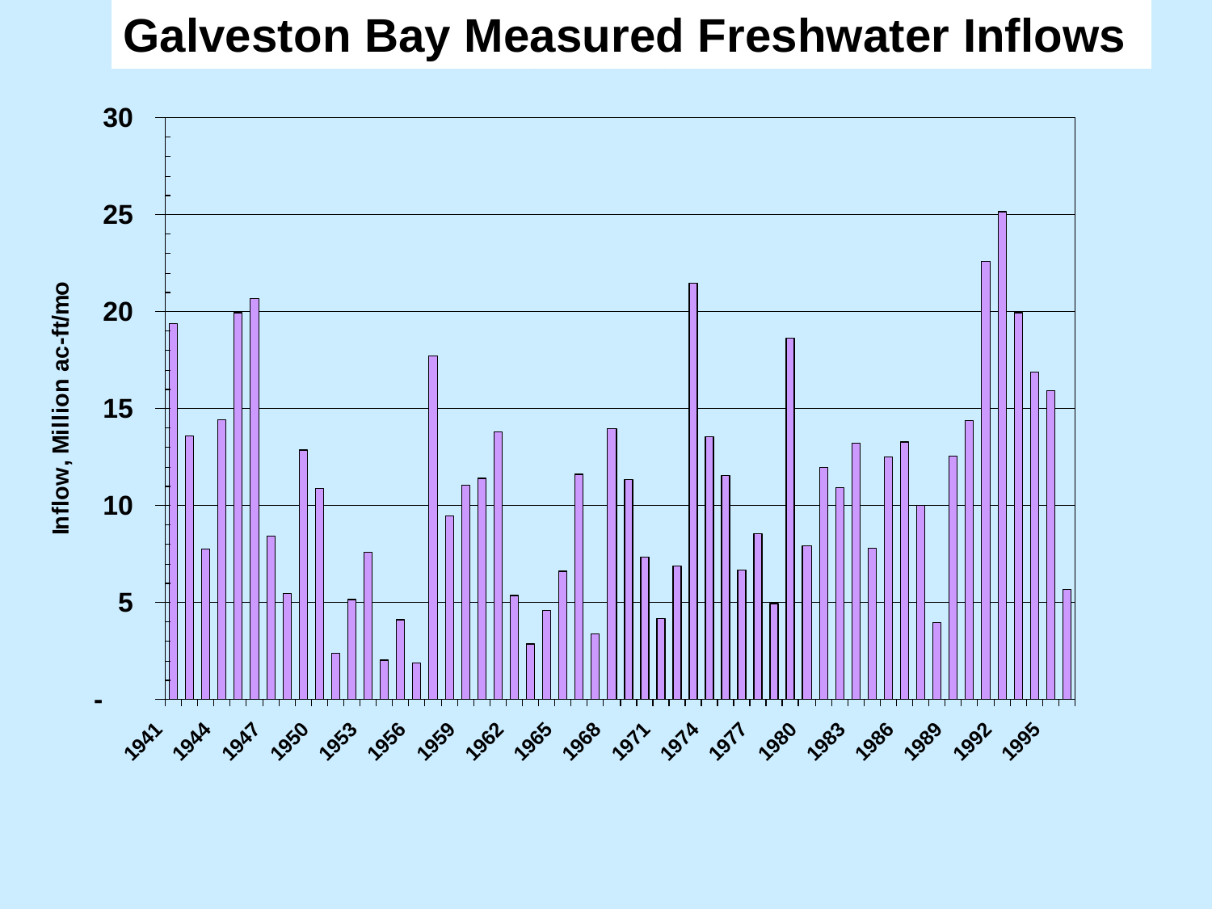# Galveston Bay Measured Freshwater Inflows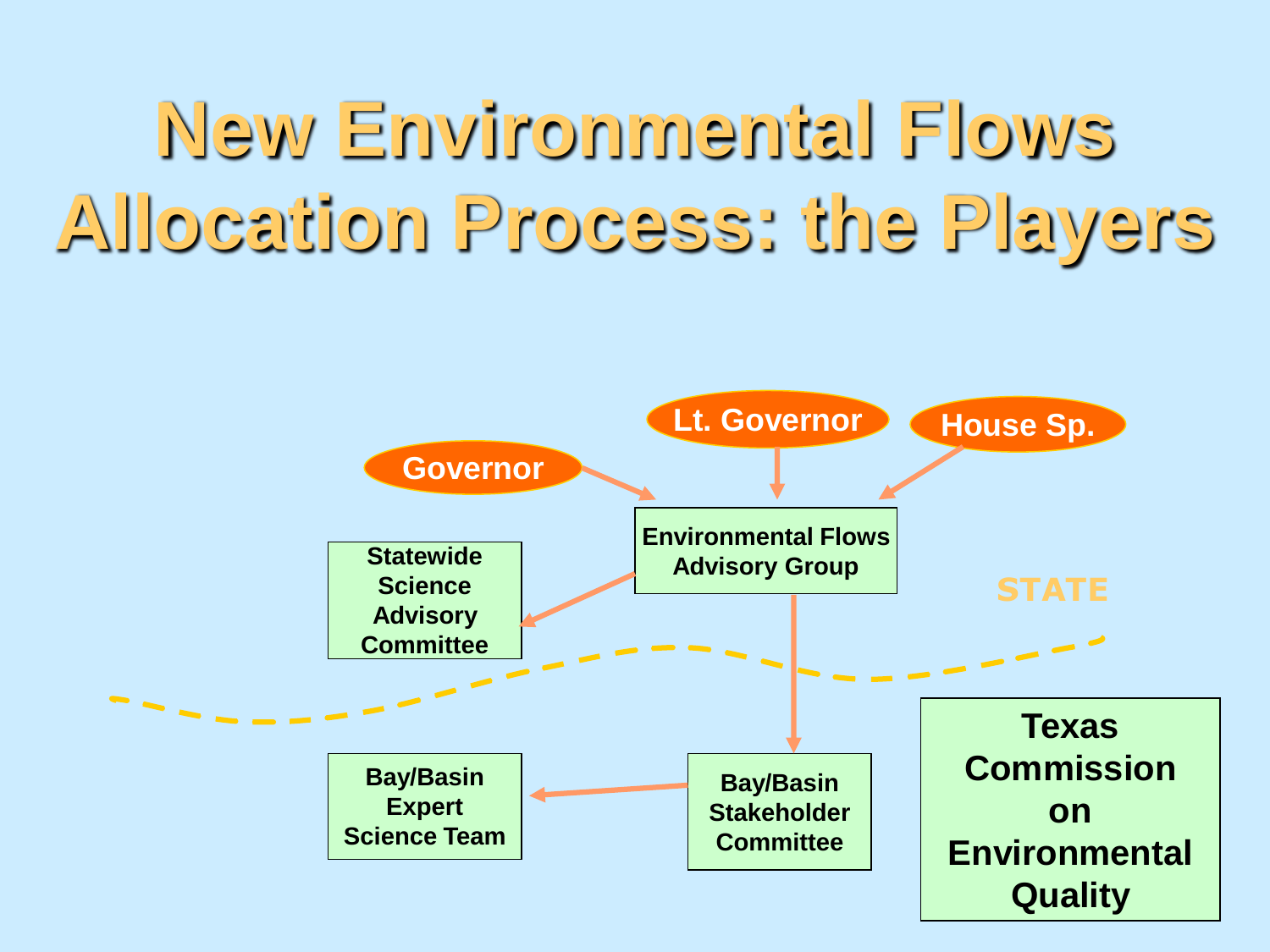# New Environmental Flows Allocation Process: the Players

Governor

Lt. Governor

House Sp.

Environmental Flows Advisory Group

Statewide Science Advisory Committee

STATE

Bay/Basin Expert Science Team

Bay/Basin Stakeholder Committee

Texas Commission on Environmental Quality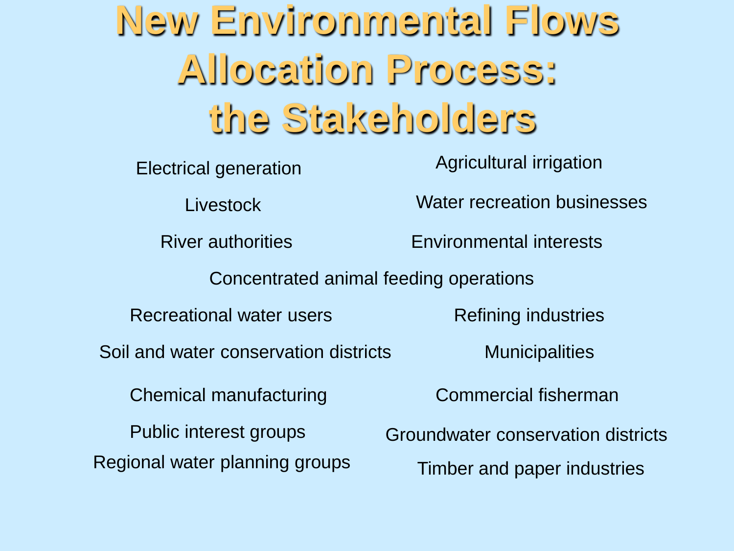# New Environmental Flows Allocation Process: the Stakeholders

- Electrical generation
- Agricultural irrigation
- Livestock
- Water recreation businesses
- River authorities
- Environmental interests
- Concentrated animal feeding operations
- Recreational water users
- Refining industries
- Soil and water conservation districts
- Municipalities
- Chemical manufacturing
- Commercial fisherman
- Public interest groups
- Groundwater conservation districts
- Regional water planning groups
- Timber and paper industries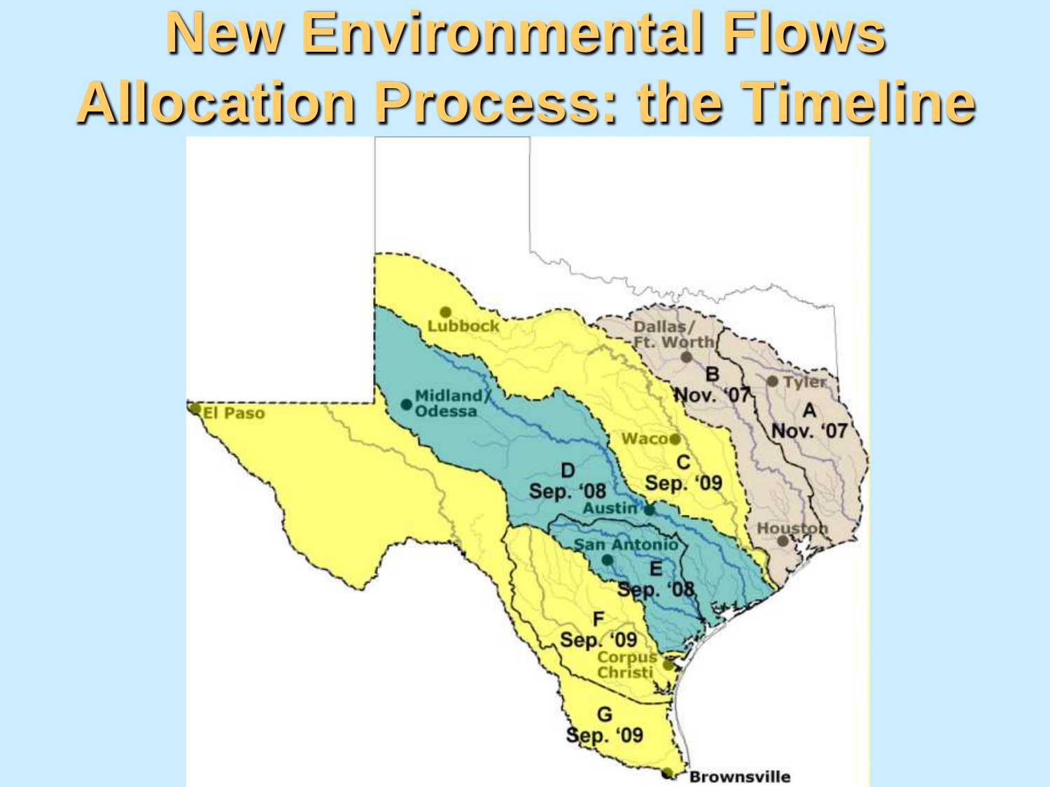# New Environmental Flows Allocation Process: the Timeline

Lubbock

Dallas/ Ft. Worth

B Nov. '07

Tyler

A Nov. '07

Midland/ Odessa

El Paso

Waco

C Sep. '09

D Sep. '08

Austin

Houston

San Antonio

E Sep. '08

F Sep. '09

Corpus Christi

G Sep. '09

Brownsville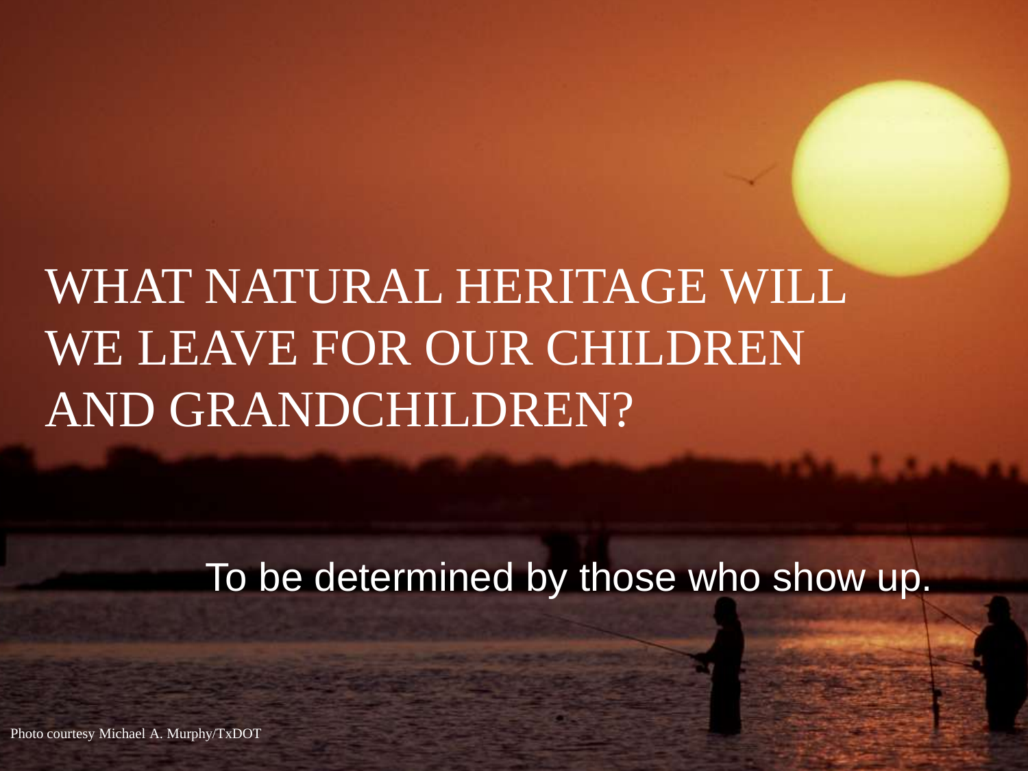# WHAT NATURAL HERITAGE WILL WE LEAVE FOR OUR CHILDREN AND GRANDCHILDREN?

To be determined by those who show up.

Photo courtesy Michael A. Murphy/TxDOT